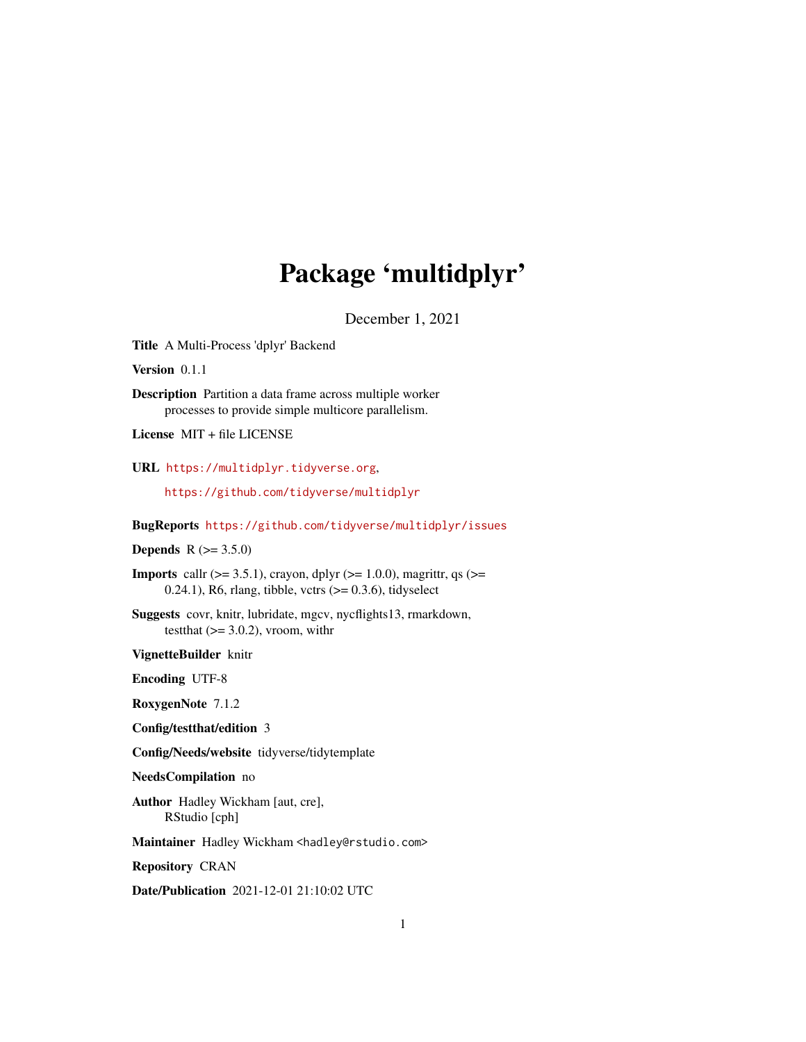# Package 'multidplyr'

December 1, 2021

**Title** A Multi-Process 'dplyr' Backend

**Version** 0.1.1

**Description** Partition a data frame across multiple worker processes to provide simple multicore parallelism.

**License** MIT + file LICENSE

**URL** https://multidplyr.tidyverse.org, https://github.com/tidyverse/multidplyr

**BugReports** https://github.com/tidyverse/multidplyr/issues

**Depends** R (>= 3.5.0)

**Imports** callr (>= 3.5.1), crayon, dplyr (>= 1.0.0), magrittr, qs (>= 0.24.1), R6, rlang, tibble, vctrs (>= 0.3.6), tidyselect

**Suggests** covr, knitr, lubridate, mgcv, nycflights13, rmarkdown, testthat (>= 3.0.2), vroom, withr

**VignetteBuilder** knitr

**Encoding** UTF-8

**RoxygenNote** 7.1.2

**Config/testthat/edition** 3

**Config/Needs/website** tidyverse/tidytemplate

**NeedsCompilation** no

**Author** Hadley Wickham [aut, cre], RStudio [cph]

**Maintainer** Hadley Wickham <hadley@rstudio.com>

**Repository** CRAN

**Date/Publication** 2021-12-01 21:10:02 UTC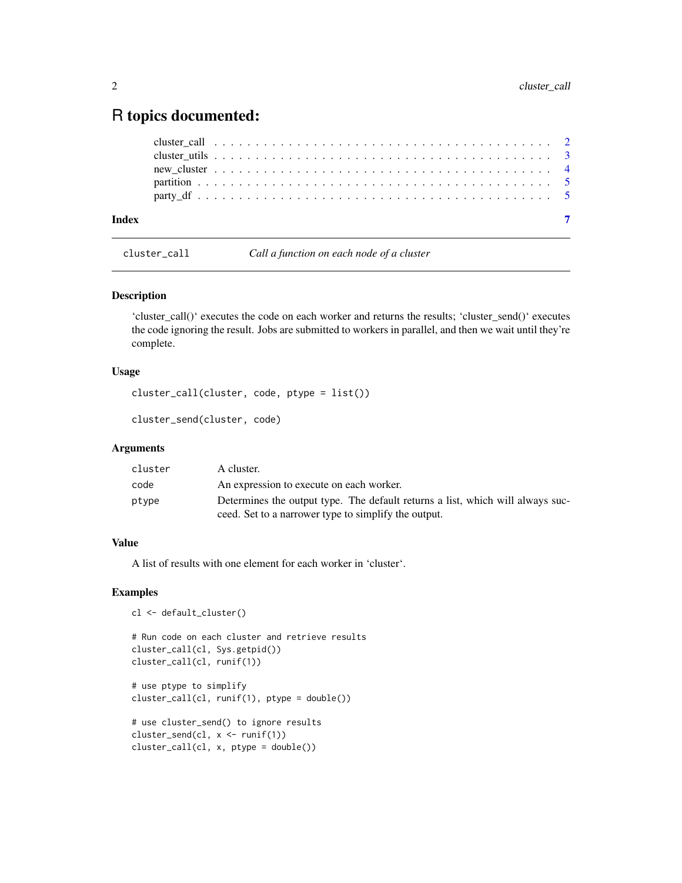# R topics documented:

- cluster_call . . . . . . . . . . . . . . . . . . . . . . . . . . . . . . . . . . . . . . . . 2
- cluster_utils . . . . . . . . . . . . . . . . . . . . . . . . . . . . . . . . . . . . . . . 3
- new_cluster . . . . . . . . . . . . . . . . . . . . . . . . . . . . . . . . . . . . . . . . 4
- partition . . . . . . . . . . . . . . . . . . . . . . . . . . . . . . . . . . . . . . . . . 5
- party_df . . . . . . . . . . . . . . . . . . . . . . . . . . . . . . . . . . . . . . . . . 5

**Index** 7

---

## cluster_call — *Call a function on each node of a cluster*

### Description

'cluster_call()' executes the code on each worker and returns the results; 'cluster_send()' executes the code ignoring the result. Jobs are submitted to workers in parallel, and then we wait until they're complete.

### Usage

```
cluster_call(cluster, code, ptype = list())

cluster_send(cluster, code)
```

### Arguments

| | |
|---|---|
| `cluster` | A cluster. |
| `code` | An expression to execute on each worker. |
| `ptype` | Determines the output type. The default returns a list, which will always succeed. Set to a narrower type to simplify the output. |

### Value

A list of results with one element for each worker in 'cluster'.

### Examples

```
cl <- default_cluster()

# Run code on each cluster and retrieve results
cluster_call(cl, Sys.getpid())
cluster_call(cl, runif(1))

# use ptype to simplify
cluster_call(cl, runif(1), ptype = double())

# use cluster_send() to ignore results
cluster_send(cl, x <- runif(1))
cluster_call(cl, x, ptype = double())
```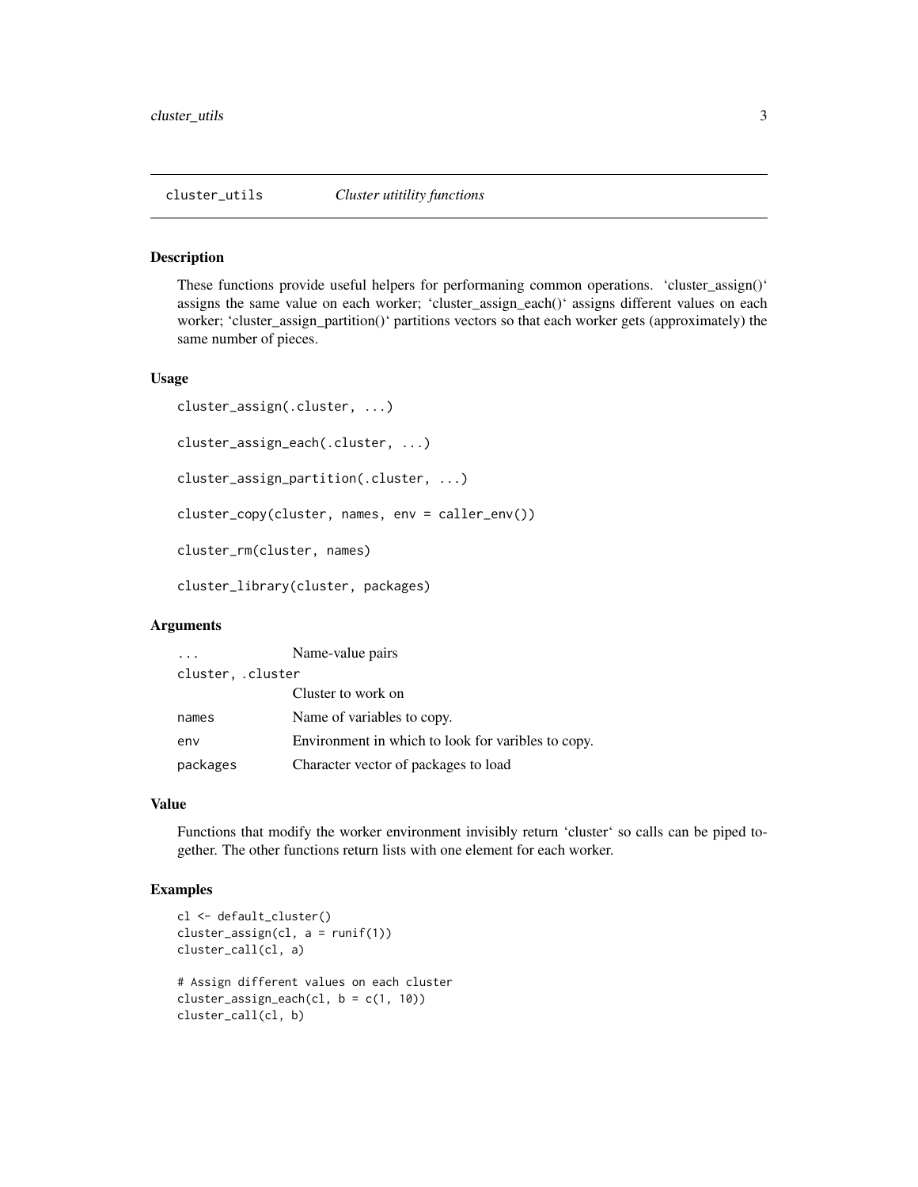## cluster_utils — *Cluster utitility functions*

### Description

These functions provide useful helpers for performaning common operations. ‘cluster_assign()‘ assigns the same value on each worker; ‘cluster_assign_each()‘ assigns different values on each worker; ‘cluster_assign_partition()‘ partitions vectors so that each worker gets (approximately) the same number of pieces.

### Usage

```
cluster_assign(.cluster, ...)

cluster_assign_each(.cluster, ...)

cluster_assign_partition(.cluster, ...)

cluster_copy(cluster, names, env = caller_env())

cluster_rm(cluster, names)

cluster_library(cluster, packages)
```

### Arguments

| | |
|---|---|
| `...` | Name-value pairs |
| `cluster, .cluster` | Cluster to work on |
| `names` | Name of variables to copy. |
| `env` | Environment in which to look for varibles to copy. |
| `packages` | Character vector of packages to load |

### Value

Functions that modify the worker environment invisibly return ‘cluster‘ so calls can be piped together. The other functions return lists with one element for each worker.

### Examples

```
cl <- default_cluster()
cluster_assign(cl, a = runif(1))
cluster_call(cl, a)

# Assign different values on each cluster
cluster_assign_each(cl, b = c(1, 10))
cluster_call(cl, b)
```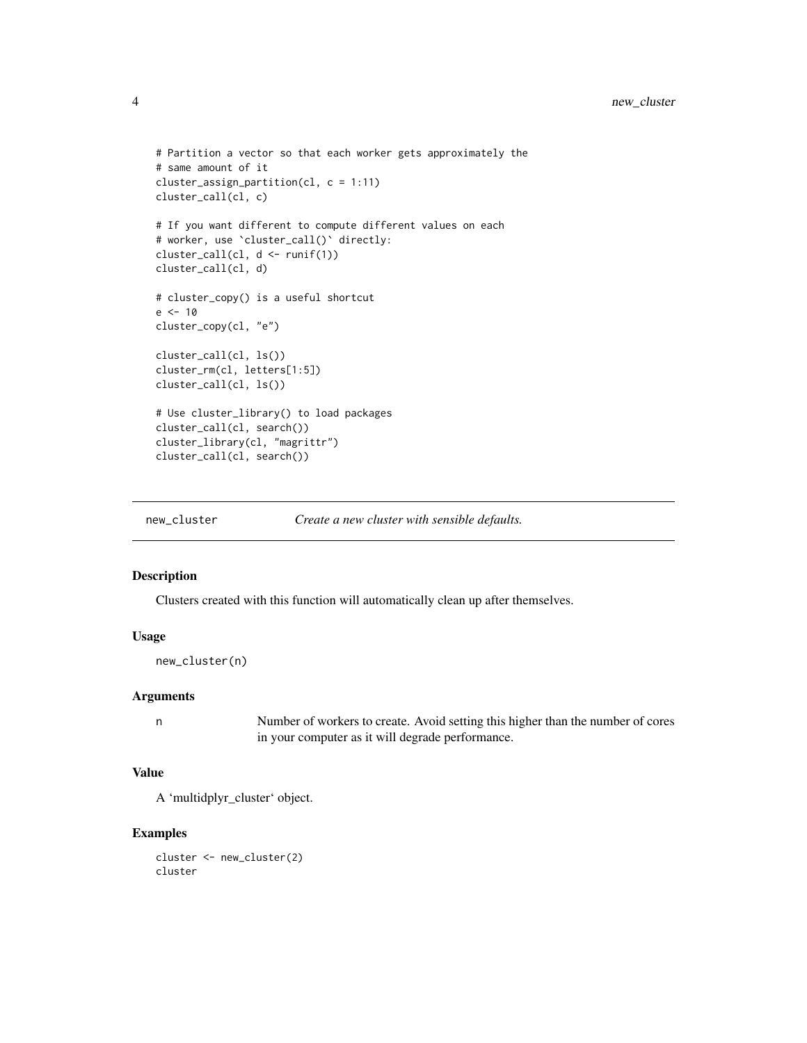```
# Partition a vector so that each worker gets approximately the
# same amount of it
cluster_assign_partition(cl, c = 1:11)
cluster_call(cl, c)

# If you want different to compute different values on each
# worker, use `cluster_call()` directly:
cluster_call(cl, d <- runif(1))
cluster_call(cl, d)

# cluster_copy() is a useful shortcut
e <- 10
cluster_copy(cl, "e")

cluster_call(cl, ls())
cluster_rm(cl, letters[1:5])
cluster_call(cl, ls())

# Use cluster_library() to load packages
cluster_call(cl, search())
cluster_library(cl, "magrittr")
cluster_call(cl, search())
```

---

## new_cluster — *Create a new cluster with sensible defaults.*

### Description

Clusters created with this function will automatically clean up after themselves.

### Usage

```
new_cluster(n)
```

### Arguments

| | |
|---|---|
| n | Number of workers to create. Avoid setting this higher than the number of cores in your computer as it will degrade performance. |

### Value

A 'multidplyr_cluster' object.

### Examples

```
cluster <- new_cluster(2)
cluster
```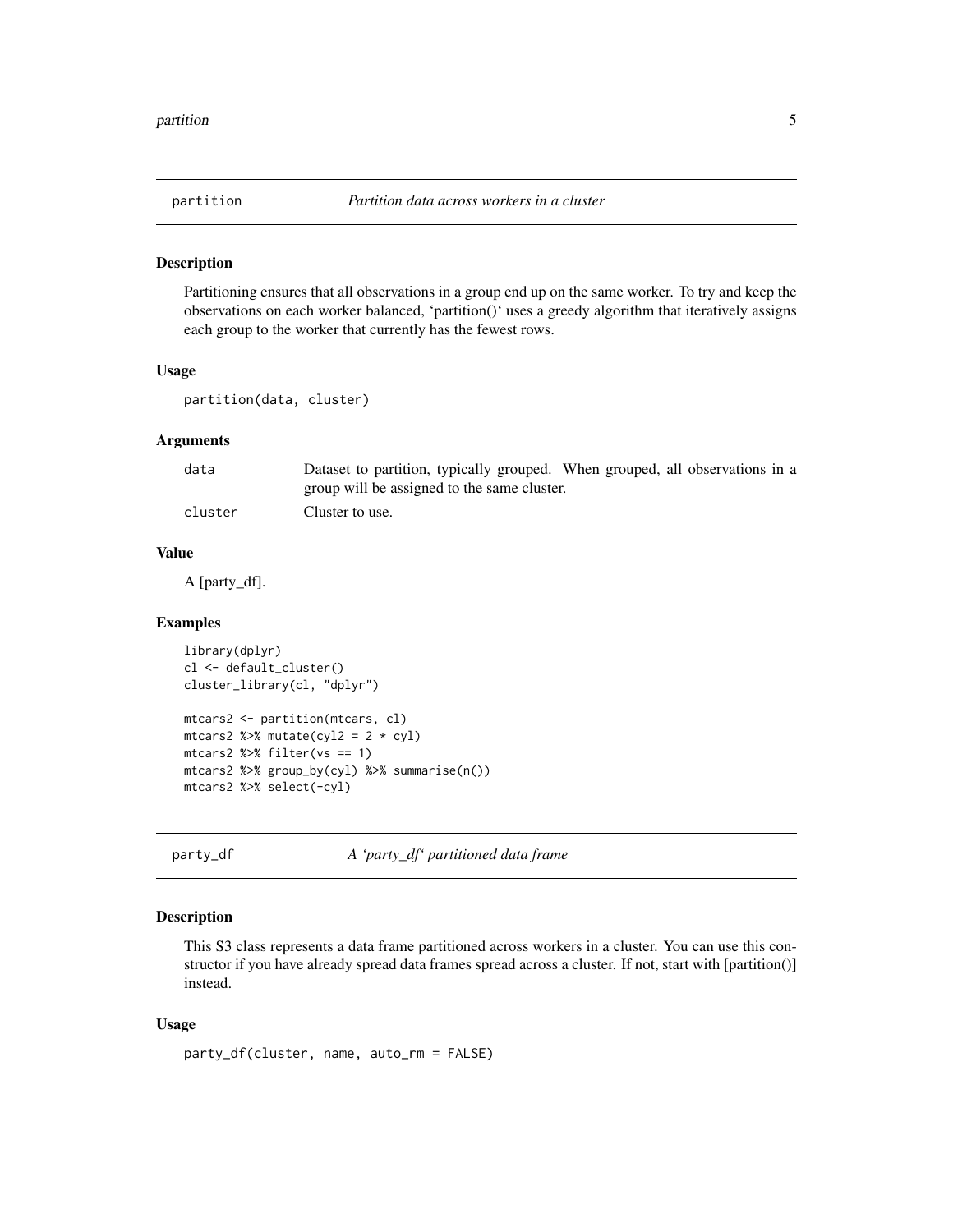## partition — *Partition data across workers in a cluster*

### Description

Partitioning ensures that all observations in a group end up on the same worker. To try and keep the observations on each worker balanced, ‘partition()‘ uses a greedy algorithm that iteratively assigns each group to the worker that currently has the fewest rows.

### Usage

```
partition(data, cluster)
```

### Arguments

| | |
|---|---|
| `data` | Dataset to partition, typically grouped. When grouped, all observations in a group will be assigned to the same cluster. |
| `cluster` | Cluster to use. |

### Value

A [party_df].

### Examples

```
library(dplyr)
cl <- default_cluster()
cluster_library(cl, "dplyr")

mtcars2 <- partition(mtcars, cl)
mtcars2 %>% mutate(cyl2 = 2 * cyl)
mtcars2 %>% filter(vs == 1)
mtcars2 %>% group_by(cyl) %>% summarise(n())
mtcars2 %>% select(-cyl)
```

## party_df — *A ‘party_df‘ partitioned data frame*

### Description

This S3 class represents a data frame partitioned across workers in a cluster. You can use this constructor if you have already spread data frames spread across a cluster. If not, start with [partition()] instead.

### Usage

```
party_df(cluster, name, auto_rm = FALSE)
```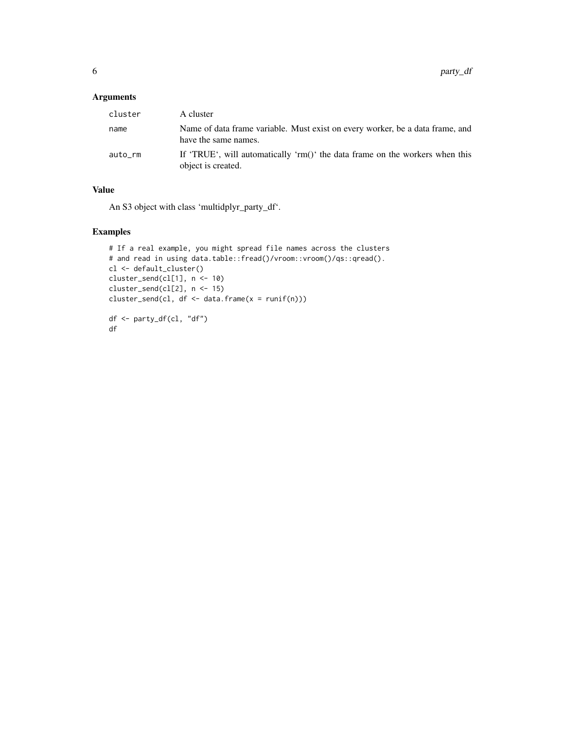### Arguments

| | |
|---|---|
| `cluster` | A cluster |
| `name` | Name of data frame variable. Must exist on every worker, be a data frame, and have the same names. |
| `auto_rm` | If 'TRUE', will automatically 'rm()' the data frame on the workers when this object is created. |

### Value

An S3 object with class 'multidplyr_party_df'.

### Examples

```
# If a real example, you might spread file names across the clusters
# and read in using data.table::fread()/vroom::vroom()/qs::qread().
cl <- default_cluster()
cluster_send(cl[1], n <- 10)
cluster_send(cl[2], n <- 15)
cluster_send(cl, df <- data.frame(x = runif(n)))

df <- party_df(cl, "df")
df
```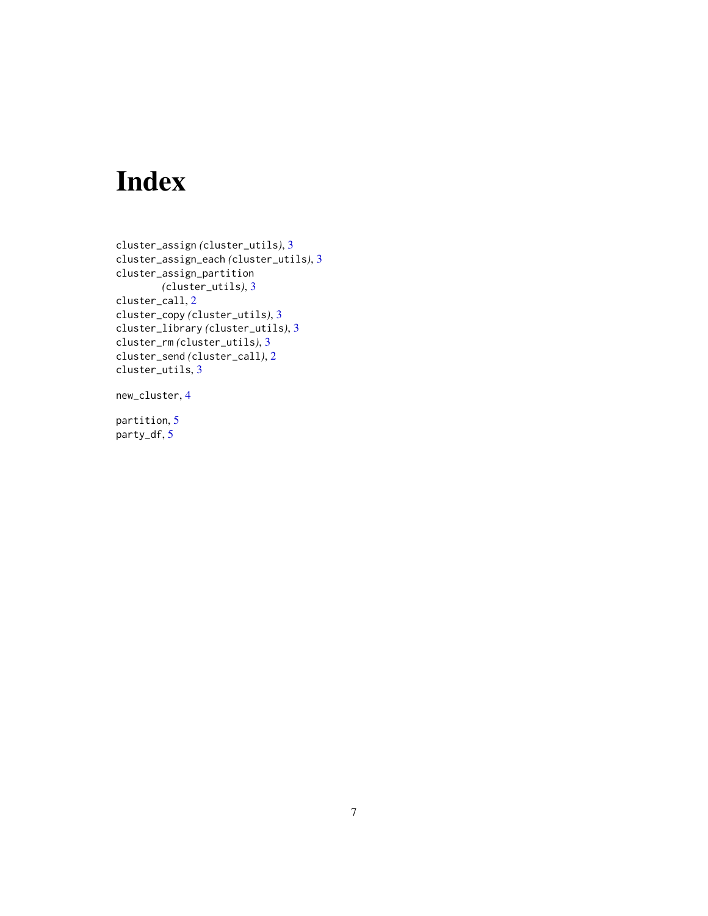# Index

cluster_assign *(*cluster_utils*)*, 3
cluster_assign_each *(*cluster_utils*)*, 3
cluster_assign_partition *(*cluster_utils*)*, 3
cluster_call, 2
cluster_copy *(*cluster_utils*)*, 3
cluster_library *(*cluster_utils*)*, 3
cluster_rm *(*cluster_utils*)*, 3
cluster_send *(*cluster_call*)*, 2
cluster_utils, 3

new_cluster, 4

partition, 5
party_df, 5